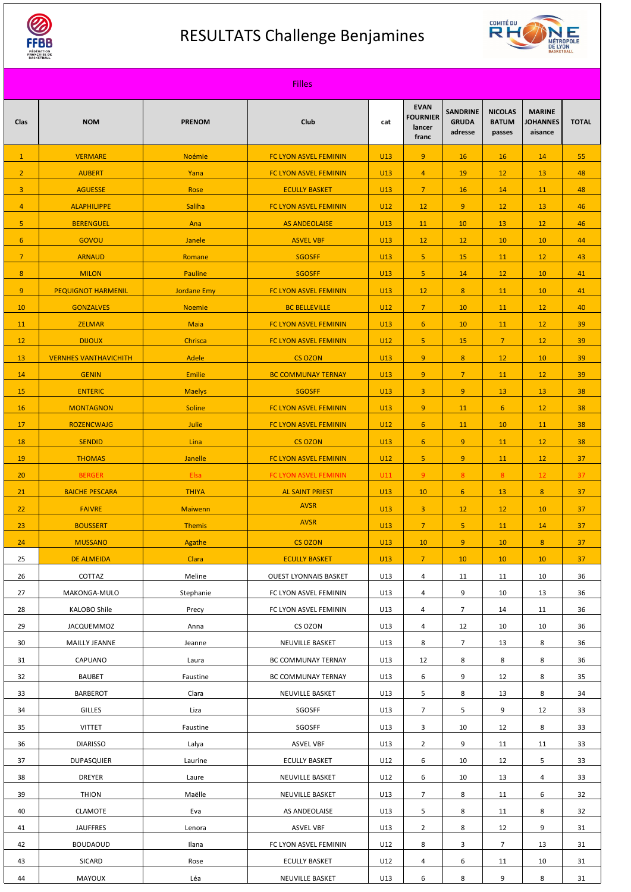# RESULTATS Challenge Benjamines

## Filles

| Clas | NOM | PRENOM | Club | cat | EVAN FOURNIER lancer franc | SANDRINE GRUDA adresse | NICOLAS BATUM passes | MARINE JOHANNES aisance | TOTAL |
|---|---|---|---|---|---|---|---|---|---|
| 1 | VERMARE | Noémie | FC LYON ASVEL FEMININ | U13 | 9 | 16 | 16 | 14 | 55 |
| 2 | AUBERT | Yana | FC LYON ASVEL FEMININ | U13 | 4 | 19 | 12 | 13 | 48 |
| 3 | AGUESSE | Rose | ECULLY BASKET | U13 | 7 | 16 | 14 | 11 | 48 |
| 4 | ALAPHILIPPE | Saliha | FC LYON ASVEL FEMININ | U12 | 12 | 9 | 12 | 13 | 46 |
| 5 | BERENGUEL | Ana | AS ANDEOLAISE | U13 | 11 | 10 | 13 | 12 | 46 |
| 6 | GOVOU | Janele | ASVEL VBF | U13 | 12 | 12 | 10 | 10 | 44 |
| 7 | ARNAUD | Romane | SGOSFF | U13 | 5 | 15 | 11 | 12 | 43 |
| 8 | MILON | Pauline | SGOSFF | U13 | 5 | 14 | 12 | 10 | 41 |
| 9 | PEQUIGNOT HARMENIL | Jordane Emy | FC LYON ASVEL FEMININ | U13 | 12 | 8 | 11 | 10 | 41 |
| 10 | GONZALVES | Noemie | BC BELLEVILLE | U12 | 7 | 10 | 11 | 12 | 40 |
| 11 | ZELMAR | Maia | FC LYON ASVEL FEMININ | U13 | 6 | 10 | 11 | 12 | 39 |
| 12 | DIJOUX | Chrisca | FC LYON ASVEL FEMININ | U12 | 5 | 15 | 7 | 12 | 39 |
| 13 | VERNHES VANTHAVICHITH | Adele | CS OZON | U13 | 9 | 8 | 12 | 10 | 39 |
| 14 | GENIN | Emilie | BC COMMUNAY TERNAY | U13 | 9 | 7 | 11 | 12 | 39 |
| 15 | ENTERIC | Maelys | SGOSFF | U13 | 3 | 9 | 13 | 13 | 38 |
| 16 | MONTAGNON | Soline | FC LYON ASVEL FEMININ | U13 | 9 | 11 | 6 | 12 | 38 |
| 17 | ROZENCWAJG | Julie | FC LYON ASVEL FEMININ | U12 | 6 | 11 | 10 | 11 | 38 |
| 18 | SENDID | Lina | CS OZON | U13 | 6 | 9 | 11 | 12 | 38 |
| 19 | THOMAS | Janelle | FC LYON ASVEL FEMININ | U12 | 5 | 9 | 11 | 12 | 37 |
| 20 | BERGER | Elsa | FC LYON ASVEL FEMININ | U11 | 9 | 8 | 8 | 12 | 37 |
| 21 | BAICHE PESCARA | THIYA | AL SAINT PRIEST | U13 | 10 | 6 | 13 | 8 | 37 |
| 22 | FAIVRE | Maiwenn | AVSR | U13 | 3 | 12 | 12 | 10 | 37 |
| 23 | BOUSSERT | Themis | AVSR | U13 | 7 | 5 | 11 | 14 | 37 |
| 24 | MUSSANO | Agathe | CS OZON | U13 | 10 | 9 | 10 | 8 | 37 |
| 25 | DE ALMEIDA | Clara | ECULLY BASKET | U13 | 7 | 10 | 10 | 10 | 37 |
| 26 | COTTAZ | Meline | OUEST LYONNAIS BASKET | U13 | 4 | 11 | 11 | 10 | 36 |
| 27 | MAKONGA-MULO | Stephanie | FC LYON ASVEL FEMININ | U13 | 4 | 9 | 10 | 13 | 36 |
| 28 | KALOBO Shile | Precy | FC LYON ASVEL FEMININ | U13 | 4 | 7 | 14 | 11 | 36 |
| 29 | JACQUEMMOZ | Anna | CS OZON | U13 | 4 | 12 | 10 | 10 | 36 |
| 30 | MAILLY JEANNE | Jeanne | NEUVILLE BASKET | U13 | 8 | 7 | 13 | 8 | 36 |
| 31 | CAPUANO | Laura | BC COMMUNAY TERNAY | U13 | 12 | 8 | 8 | 8 | 36 |
| 32 | BAUBET | Faustine | BC COMMUNAY TERNAY | U13 | 6 | 9 | 12 | 8 | 35 |
| 33 | BARBEROT | Clara | NEUVILLE BASKET | U13 | 5 | 8 | 13 | 8 | 34 |
| 34 | GILLES | Liza | SGOSFF | U13 | 7 | 5 | 9 | 12 | 33 |
| 35 | VITTET | Faustine | SGOSFF | U13 | 3 | 10 | 12 | 8 | 33 |
| 36 | DIARISSO | Lalya | ASVEL VBF | U13 | 2 | 9 | 11 | 11 | 33 |
| 37 | DUPASQUIER | Laurine | ECULLY BASKET | U12 | 6 | 10 | 12 | 5 | 33 |
| 38 | DREYER | Laure | NEUVILLE BASKET | U12 | 6 | 10 | 13 | 4 | 33 |
| 39 | THION | Maëlle | NEUVILLE BASKET | U13 | 7 | 8 | 11 | 6 | 32 |
| 40 | CLAMOTE | Eva | AS ANDEOLAISE | U13 | 5 | 8 | 11 | 8 | 32 |
| 41 | JAUFFRES | Lenora | ASVEL VBF | U13 | 2 | 8 | 12 | 9 | 31 |
| 42 | BOUDAOUD | Ilana | FC LYON ASVEL FEMININ | U12 | 8 | 3 | 7 | 13 | 31 |
| 43 | SICARD | Rose | ECULLY BASKET | U12 | 4 | 6 | 11 | 10 | 31 |
| 44 | MAYOUX | Léa | NEUVILLE BASKET | U13 | 6 | 8 | 9 | 8 | 31 |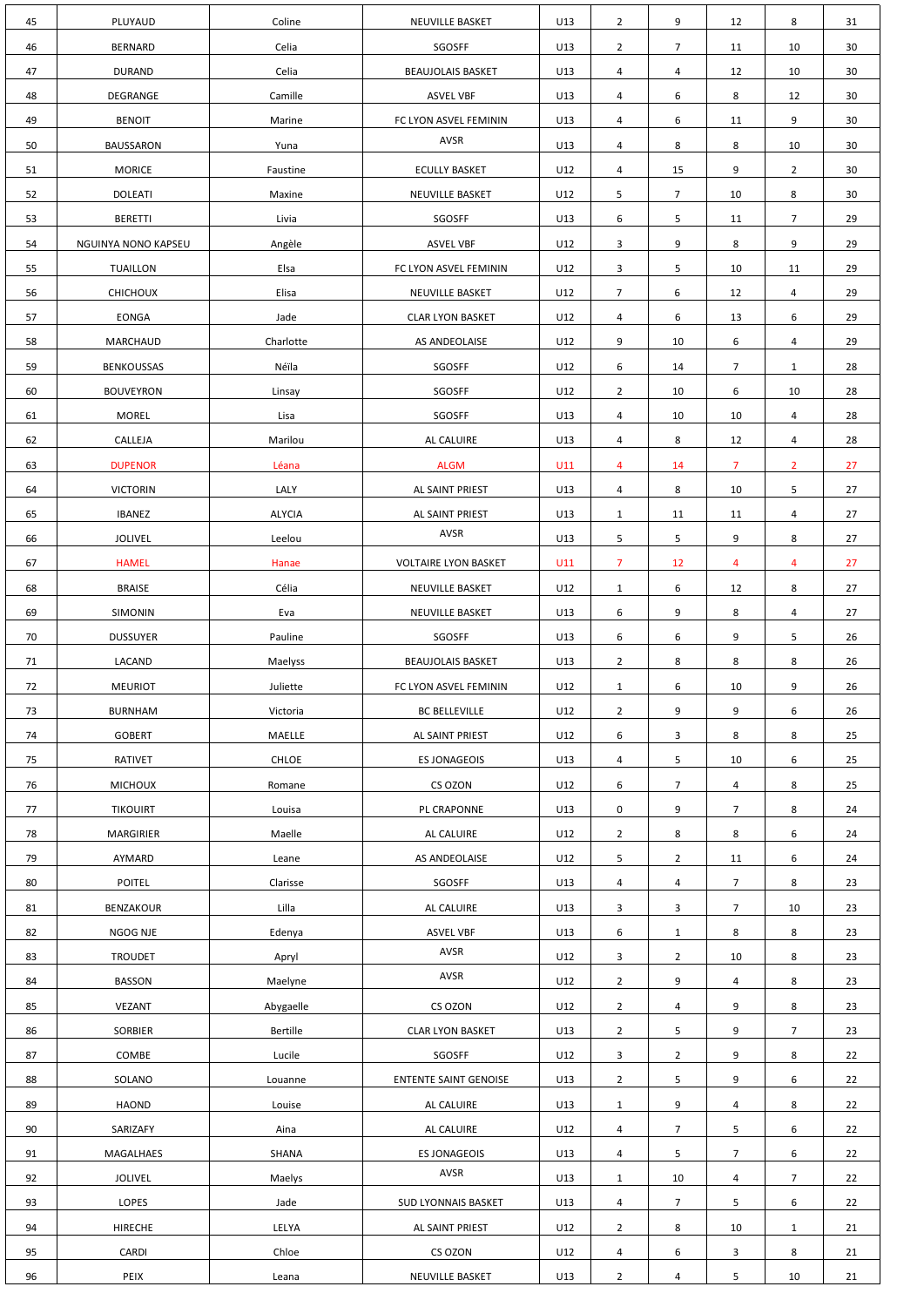| 45 | PLUYAUD | Coline | NEUVILLE BASKET | U13 | 2 | 9 | 12 | 8 | 31 |
|---|---|---|---|---|---|---|---|---|---|
| 46 | BERNARD | Celia | SGOSFF | U13 | 2 | 7 | 11 | 10 | 30 |
| 47 | DURAND | Celia | BEAUJOLAIS BASKET | U13 | 4 | 4 | 12 | 10 | 30 |
| 48 | DEGRANGE | Camille | ASVEL VBF | U13 | 4 | 6 | 8 | 12 | 30 |
| 49 | BENOIT | Marine | FC LYON ASVEL FEMININ | U13 | 4 | 6 | 11 | 9 | 30 |
| 50 | BAUSSARON | Yuna | AVSR | U13 | 4 | 8 | 8 | 10 | 30 |
| 51 | MORICE | Faustine | ECULLY BASKET | U12 | 4 | 15 | 9 | 2 | 30 |
| 52 | DOLEATI | Maxine | NEUVILLE BASKET | U12 | 5 | 7 | 10 | 8 | 30 |
| 53 | BERETTI | Livia | SGOSFF | U13 | 6 | 5 | 11 | 7 | 29 |
| 54 | NGUINYA NONO KAPSEU | Angèle | ASVEL VBF | U12 | 3 | 9 | 8 | 9 | 29 |
| 55 | TUAILLON | Elsa | FC LYON ASVEL FEMININ | U12 | 3 | 5 | 10 | 11 | 29 |
| 56 | CHICHOUX | Elisa | NEUVILLE BASKET | U12 | 7 | 6 | 12 | 4 | 29 |
| 57 | EONGA | Jade | CLAR LYON BASKET | U12 | 4 | 6 | 13 | 6 | 29 |
| 58 | MARCHAUD | Charlotte | AS ANDEOLAISE | U12 | 9 | 10 | 6 | 4 | 29 |
| 59 | BENKOUSSAS | Néila | SGOSFF | U12 | 6 | 14 | 7 | 1 | 28 |
| 60 | BOUVEYRON | Linsay | SGOSFF | U12 | 2 | 10 | 6 | 10 | 28 |
| 61 | MOREL | Lisa | SGOSFF | U13 | 4 | 10 | 10 | 4 | 28 |
| 62 | CALLEJA | Marilou | AL CALUIRE | U13 | 4 | 8 | 12 | 4 | 28 |
| 63 | DUPENOR | Léana | ALGM | U11 | 4 | 14 | 7 | 2 | 27 |
| 64 | VICTORIN | LALY | AL SAINT PRIEST | U13 | 4 | 8 | 10 | 5 | 27 |
| 65 | IBANEZ | ALYCIA | AL SAINT PRIEST | U13 | 1 | 11 | 11 | 4 | 27 |
| 66 | JOLIVEL | Leelou | AVSR | U13 | 5 | 5 | 9 | 8 | 27 |
| 67 | HAMEL | Hanae | VOLTAIRE LYON BASKET | U11 | 7 | 12 | 4 | 4 | 27 |
| 68 | BRAISE | Célia | NEUVILLE BASKET | U12 | 1 | 6 | 12 | 8 | 27 |
| 69 | SIMONIN | Eva | NEUVILLE BASKET | U13 | 6 | 9 | 8 | 4 | 27 |
| 70 | DUSSUYER | Pauline | SGOSFF | U13 | 6 | 6 | 9 | 5 | 26 |
| 71 | LACAND | Maelyss | BEAUJOLAIS BASKET | U13 | 2 | 8 | 8 | 8 | 26 |
| 72 | MEURIOT | Juliette | FC LYON ASVEL FEMININ | U12 | 1 | 6 | 10 | 9 | 26 |
| 73 | BURNHAM | Victoria | BC BELLEVILLE | U12 | 2 | 9 | 9 | 6 | 26 |
| 74 | GOBERT | MAELLE | AL SAINT PRIEST | U12 | 6 | 3 | 8 | 8 | 25 |
| 75 | RATIVET | CHLOE | ES JONAGEOIS | U13 | 4 | 5 | 10 | 6 | 25 |
| 76 | MICHOUX | Romane | CS OZON | U12 | 6 | 7 | 4 | 8 | 25 |
| 77 | TIKOUIRT | Louisa | PL CRAPONNE | U13 | 0 | 9 | 7 | 8 | 24 |
| 78 | MARGIRIER | Maelle | AL CALUIRE | U12 | 2 | 8 | 8 | 6 | 24 |
| 79 | AYMARD | Leane | AS ANDEOLAISE | U12 | 5 | 2 | 11 | 6 | 24 |
| 80 | POITEL | Clarisse | SGOSFF | U13 | 4 | 4 | 7 | 8 | 23 |
| 81 | BENZAKOUR | Lilla | AL CALUIRE | U13 | 3 | 3 | 7 | 10 | 23 |
| 82 | NGOG NJE | Edenya | ASVEL VBF | U13 | 6 | 1 | 8 | 8 | 23 |
| 83 | TROUDET | Apryl | AVSR | U12 | 3 | 2 | 10 | 8 | 23 |
| 84 | BASSON | Maelyne | AVSR | U12 | 2 | 9 | 4 | 8 | 23 |
| 85 | VEZANT | Abygaelle | CS OZON | U12 | 2 | 4 | 9 | 8 | 23 |
| 86 | SORBIER | Bertille | CLAR LYON BASKET | U13 | 2 | 5 | 9 | 7 | 23 |
| 87 | COMBE | Lucile | SGOSFF | U12 | 3 | 2 | 9 | 8 | 22 |
| 88 | SOLANO | Louanne | ENTENTE SAINT GENOISE | U13 | 2 | 5 | 9 | 6 | 22 |
| 89 | HAOND | Louise | AL CALUIRE | U13 | 1 | 9 | 4 | 8 | 22 |
| 90 | SARIZAFY | Aina | AL CALUIRE | U12 | 4 | 7 | 5 | 6 | 22 |
| 91 | MAGALHAES | SHANA | ES JONAGEOIS | U13 | 4 | 5 | 7 | 6 | 22 |
| 92 | JOLIVEL | Maelys | AVSR | U13 | 1 | 10 | 4 | 7 | 22 |
| 93 | LOPES | Jade | SUD LYONNAIS BASKET | U13 | 4 | 7 | 5 | 6 | 22 |
| 94 | HIRECHE | LELYA | AL SAINT PRIEST | U12 | 2 | 8 | 10 | 1 | 21 |
| 95 | CARDI | Chloe | CS OZON | U12 | 4 | 6 | 3 | 8 | 21 |
| 96 | PEIX | Leana | NEUVILLE BASKET | U13 | 2 | 4 | 5 | 10 | 21 |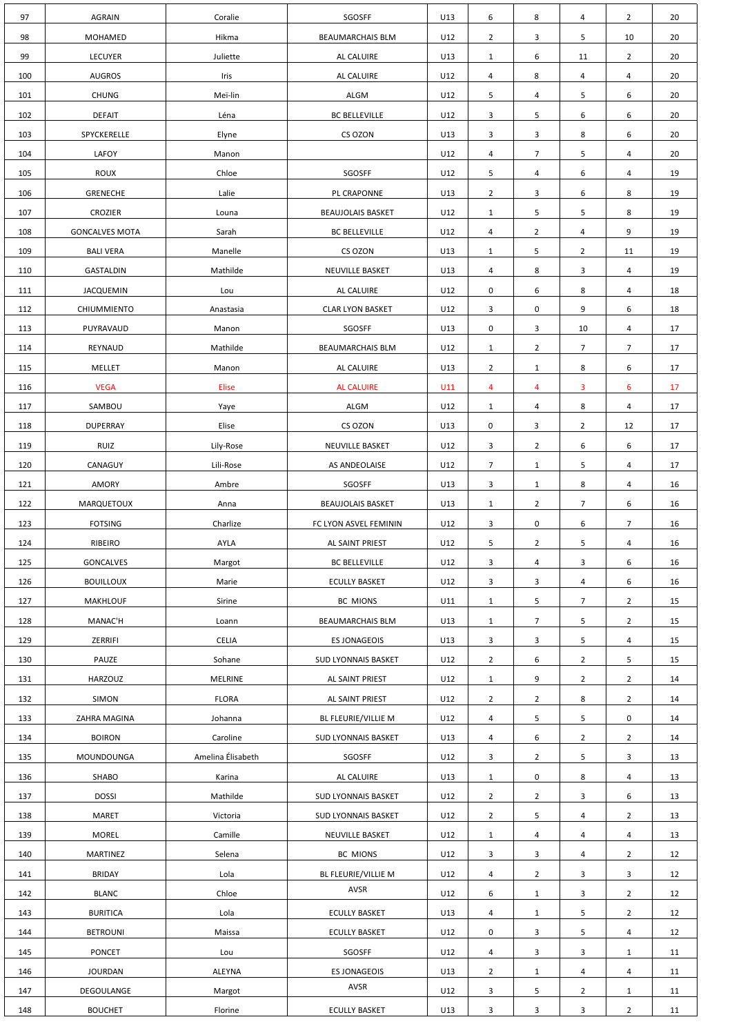| 97 | AGRAIN | Coralie | SGOSFF | U13 | 6 | 8 | 4 | 2 | 20 |
|---|---|---|---|---|---|---|---|---|---|
| 98 | MOHAMED | Hikma | BEAUMARCHAIS BLM | U12 | 2 | 3 | 5 | 10 | 20 |
| 99 | LECUYER | Juliette | AL CALUIRE | U13 | 1 | 6 | 11 | 2 | 20 |
| 100 | AUGROS | Iris | AL CALUIRE | U12 | 4 | 8 | 4 | 4 | 20 |
| 101 | CHUNG | Meï-lin | ALGM | U12 | 5 | 4 | 5 | 6 | 20 |
| 102 | DEFAIT | Léna | BC BELLEVILLE | U12 | 3 | 5 | 6 | 6 | 20 |
| 103 | SPYCKERELLE | Elyne | CS OZON | U13 | 3 | 3 | 8 | 6 | 20 |
| 104 | LAFOY | Manon | | U12 | 4 | 7 | 5 | 4 | 20 |
| 105 | ROUX | Chloe | SGOSFF | U12 | 5 | 4 | 6 | 4 | 19 |
| 106 | GRENECHE | Lalie | PL CRAPONNE | U13 | 2 | 3 | 6 | 8 | 19 |
| 107 | CROZIER | Louna | BEAUJOLAIS BASKET | U12 | 1 | 5 | 5 | 8 | 19 |
| 108 | GONCALVES MOTA | Sarah | BC BELLEVILLE | U12 | 4 | 2 | 4 | 9 | 19 |
| 109 | BALI VERA | Manelle | CS OZON | U13 | 1 | 5 | 2 | 11 | 19 |
| 110 | GASTALDIN | Mathilde | NEUVILLE BASKET | U13 | 4 | 8 | 3 | 4 | 19 |
| 111 | JACQUEMIN | Lou | AL CALUIRE | U12 | 0 | 6 | 8 | 4 | 18 |
| 112 | CHIUMMIENTO | Anastasia | CLAR LYON BASKET | U12 | 3 | 0 | 9 | 6 | 18 |
| 113 | PUYRAVAUD | Manon | SGOSFF | U13 | 0 | 3 | 10 | 4 | 17 |
| 114 | REYNAUD | Mathilde | BEAUMARCHAIS BLM | U12 | 1 | 2 | 7 | 7 | 17 |
| 115 | MELLET | Manon | AL CALUIRE | U13 | 2 | 1 | 8 | 6 | 17 |
| 116 | VEGA | Elise | AL CALUIRE | U11 | 4 | 4 | 3 | 6 | 17 |
| 117 | SAMBOU | Yaye | ALGM | U12 | 1 | 4 | 8 | 4 | 17 |
| 118 | DUPERRAY | Elise | CS OZON | U13 | 0 | 3 | 2 | 12 | 17 |
| 119 | RUIZ | Lily-Rose | NEUVILLE BASKET | U12 | 3 | 2 | 6 | 6 | 17 |
| 120 | CANAGUY | Lili-Rose | AS ANDEOLAISE | U12 | 7 | 1 | 5 | 4 | 17 |
| 121 | AMORY | Ambre | SGOSFF | U13 | 3 | 1 | 8 | 4 | 16 |
| 122 | MARQUETOUX | Anna | BEAUJOLAIS BASKET | U13 | 1 | 2 | 7 | 6 | 16 |
| 123 | FOTSING | Charlize | FC LYON ASVEL FEMININ | U12 | 3 | 0 | 6 | 7 | 16 |
| 124 | RIBEIRO | AYLA | AL SAINT PRIEST | U12 | 5 | 2 | 5 | 4 | 16 |
| 125 | GONCALVES | Margot | BC BELLEVILLE | U12 | 3 | 4 | 3 | 6 | 16 |
| 126 | BOUILLOUX | Marie | ECULLY BASKET | U12 | 3 | 3 | 4 | 6 | 16 |
| 127 | MAKHLOUF | Sirine | BC MIONS | U11 | 1 | 5 | 7 | 2 | 15 |
| 128 | MANAC'H | Loann | BEAUMARCHAIS BLM | U13 | 1 | 7 | 5 | 2 | 15 |
| 129 | ZERRIFI | CELIA | ES JONAGEOIS | U13 | 3 | 3 | 5 | 4 | 15 |
| 130 | PAUZE | Sohane | SUD LYONNAIS BASKET | U12 | 2 | 6 | 2 | 5 | 15 |
| 131 | HARZOUZ | MELRINE | AL SAINT PRIEST | U12 | 1 | 9 | 2 | 2 | 14 |
| 132 | SIMON | FLORA | AL SAINT PRIEST | U12 | 2 | 2 | 8 | 2 | 14 |
| 133 | ZAHRA MAGINA | Johanna | BL FLEURIE/VILLIE M | U12 | 4 | 5 | 5 | 0 | 14 |
| 134 | BOIRON | Caroline | SUD LYONNAIS BASKET | U13 | 4 | 6 | 2 | 2 | 14 |
| 135 | MOUNDOUNGA | Amelina Élisabeth | SGOSFF | U12 | 3 | 2 | 5 | 3 | 13 |
| 136 | SHABO | Karina | AL CALUIRE | U13 | 1 | 0 | 8 | 4 | 13 |
| 137 | DOSSI | Mathilde | SUD LYONNAIS BASKET | U12 | 2 | 2 | 3 | 6 | 13 |
| 138 | MARET | Victoria | SUD LYONNAIS BASKET | U12 | 2 | 5 | 4 | 2 | 13 |
| 139 | MOREL | Camille | NEUVILLE BASKET | U12 | 1 | 4 | 4 | 4 | 13 |
| 140 | MARTINEZ | Selena | BC MIONS | U12 | 3 | 3 | 4 | 2 | 12 |
| 141 | BRIDAY | Lola | BL FLEURIE/VILLIE M | U12 | 4 | 2 | 3 | 3 | 12 |
| 142 | BLANC | Chloe | AVSR | U12 | 6 | 1 | 3 | 2 | 12 |
| 143 | BURITICA | Lola | ECULLY BASKET | U13 | 4 | 1 | 5 | 2 | 12 |
| 144 | BETROUNI | Maissa | ECULLY BASKET | U12 | 0 | 3 | 5 | 4 | 12 |
| 145 | PONCET | Lou | SGOSFF | U12 | 4 | 3 | 3 | 1 | 11 |
| 146 | JOURDAN | ALEYNA | ES JONAGEOIS | U13 | 2 | 1 | 4 | 4 | 11 |
| 147 | DEGOULANGE | Margot | AVSR | U12 | 3 | 5 | 2 | 1 | 11 |
| 148 | BOUCHET | Florine | ECULLY BASKET | U13 | 3 | 3 | 3 | 2 | 11 |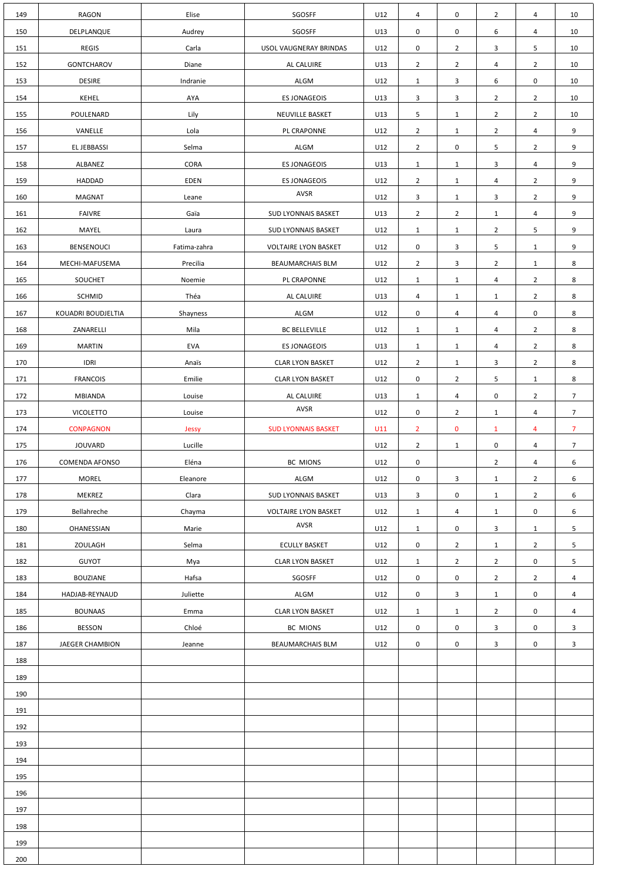| | | | | | | | | | |
|---|---|---|---|---|---|---|---|---|---|
| 149 | RAGON | Elise | SGOSFF | U12 | 4 | 0 | 2 | 4 | 10 |
| 150 | DELPLANQUE | Audrey | SGOSFF | U13 | 0 | 0 | 6 | 4 | 10 |
| 151 | REGIS | Carla | USOL VAUGNERAY BRINDAS | U12 | 0 | 2 | 3 | 5 | 10 |
| 152 | GONTCHAROV | Diane | AL CALUIRE | U13 | 2 | 2 | 4 | 2 | 10 |
| 153 | DESIRE | Indranie | ALGM | U12 | 1 | 3 | 6 | 0 | 10 |
| 154 | KEHEL | AYA | ES JONAGEOIS | U13 | 3 | 3 | 2 | 2 | 10 |
| 155 | POULENARD | Lily | NEUVILLE BASKET | U13 | 5 | 1 | 2 | 2 | 10 |
| 156 | VANELLE | Lola | PL CRAPONNE | U12 | 2 | 1 | 2 | 4 | 9 |
| 157 | EL JEBBASSI | Selma | ALGM | U12 | 2 | 0 | 5 | 2 | 9 |
| 158 | ALBANEZ | CORA | ES JONAGEOIS | U13 | 1 | 1 | 3 | 4 | 9 |
| 159 | HADDAD | EDEN | ES JONAGEOIS | U12 | 2 | 1 | 4 | 2 | 9 |
| 160 | MAGNAT | Leane | AVSR | U12 | 3 | 1 | 3 | 2 | 9 |
| 161 | FAIVRE | Gaïa | SUD LYONNAIS BASKET | U13 | 2 | 2 | 1 | 4 | 9 |
| 162 | MAYEL | Laura | SUD LYONNAIS BASKET | U12 | 1 | 1 | 2 | 5 | 9 |
| 163 | BENSENOUCI | Fatima-zahra | VOLTAIRE LYON BASKET | U12 | 0 | 3 | 5 | 1 | 9 |
| 164 | MECHI-MAFUSEMA | Precilia | BEAUMARCHAIS BLM | U12 | 2 | 3 | 2 | 1 | 8 |
| 165 | SOUCHET | Noemie | PL CRAPONNE | U12 | 1 | 1 | 4 | 2 | 8 |
| 166 | SCHMID | Théa | AL CALUIRE | U13 | 4 | 1 | 1 | 2 | 8 |
| 167 | KOUADRI BOUDJELTIA | Shayness | ALGM | U12 | 0 | 4 | 4 | 0 | 8 |
| 168 | ZANARELLI | Mila | BC BELLEVILLE | U12 | 1 | 1 | 4 | 2 | 8 |
| 169 | MARTIN | EVA | ES JONAGEOIS | U13 | 1 | 1 | 4 | 2 | 8 |
| 170 | IDRI | Anaïs | CLAR LYON BASKET | U12 | 2 | 1 | 3 | 2 | 8 |
| 171 | FRANCOIS | Emilie | CLAR LYON BASKET | U12 | 0 | 2 | 5 | 1 | 8 |
| 172 | MBIANDA | Louise | AL CALUIRE | U13 | 1 | 4 | 0 | 2 | 7 |
| 173 | VICOLETTO | Louise | AVSR | U12 | 0 | 2 | 1 | 4 | 7 |
| 174 | CONPAGNON | Jessy | SUD LYONNAIS BASKET | U11 | 2 | 0 | 1 | 4 | 7 |
| 175 | JOUVARD | Lucille | | U12 | 2 | 1 | 0 | 4 | 7 |
| 176 | COMENDA AFONSO | Eléna | BC MIONS | U12 | 0 | | 2 | 4 | 6 |
| 177 | MOREL | Eleanore | ALGM | U12 | 0 | 3 | 1 | 2 | 6 |
| 178 | MEKREZ | Clara | SUD LYONNAIS BASKET | U13 | 3 | 0 | 1 | 2 | 6 |
| 179 | Bellahreche | Chayma | VOLTAIRE LYON BASKET | U12 | 1 | 4 | 1 | 0 | 6 |
| 180 | OHANESSIAN | Marie | AVSR | U12 | 1 | 0 | 3 | 1 | 5 |
| 181 | ZOULAGH | Selma | ECULLY BASKET | U12 | 0 | 2 | 1 | 2 | 5 |
| 182 | GUYOT | Mya | CLAR LYON BASKET | U12 | 1 | 2 | 2 | 0 | 5 |
| 183 | BOUZIANE | Hafsa | SGOSFF | U12 | 0 | 0 | 2 | 2 | 4 |
| 184 | HADJAB-REYNAUD | Juliette | ALGM | U12 | 0 | 3 | 1 | 0 | 4 |
| 185 | BOUNAAS | Emma | CLAR LYON BASKET | U12 | 1 | 1 | 2 | 0 | 4 |
| 186 | BESSON | Chloé | BC MIONS | U12 | 0 | 0 | 3 | 0 | 3 |
| 187 | JAEGER CHAMBION | Jeanne | BEAUMARCHAIS BLM | U12 | 0 | 0 | 3 | 0 | 3 |
| 188 | | | | | | | | | |
| 189 | | | | | | | | | |
| 190 | | | | | | | | | |
| 191 | | | | | | | | | |
| 192 | | | | | | | | | |
| 193 | | | | | | | | | |
| 194 | | | | | | | | | |
| 195 | | | | | | | | | |
| 196 | | | | | | | | | |
| 197 | | | | | | | | | |
| 198 | | | | | | | | | |
| 199 | | | | | | | | | |
| 200 | | | | | | | | | |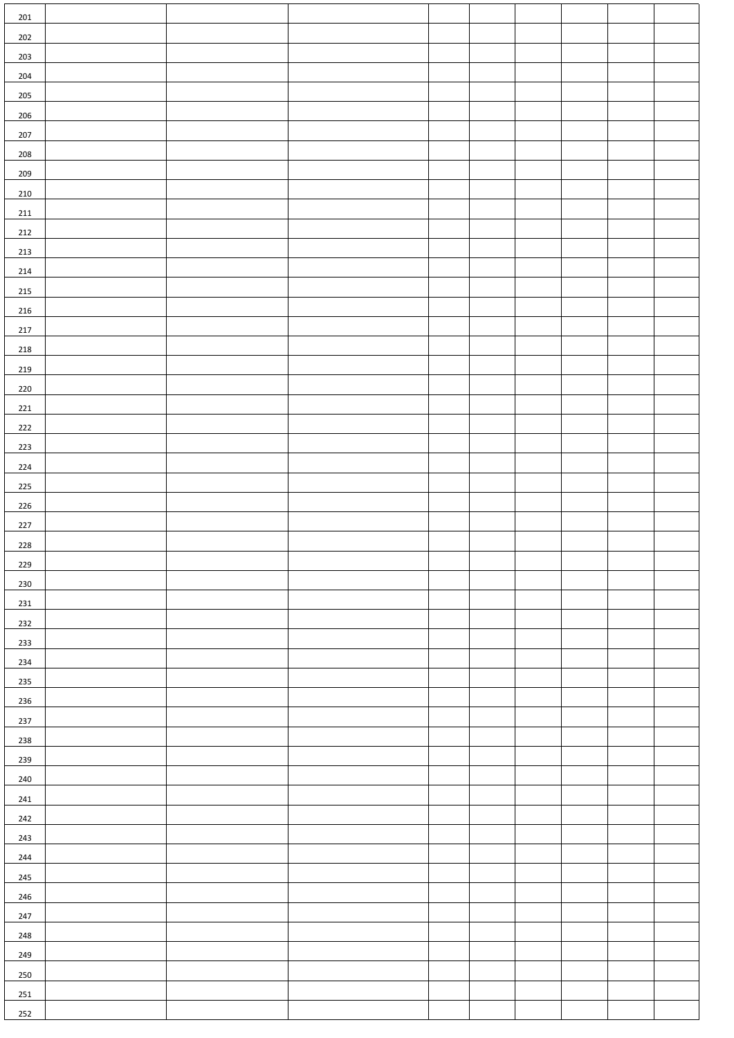| | | | | | | | | | |
|---|---|---|---|---|---|---|---|---|---|
| 201 | | | | | | | | | |
| 202 | | | | | | | | | |
| 203 | | | | | | | | | |
| 204 | | | | | | | | | |
| 205 | | | | | | | | | |
| 206 | | | | | | | | | |
| 207 | | | | | | | | | |
| 208 | | | | | | | | | |
| 209 | | | | | | | | | |
| 210 | | | | | | | | | |
| 211 | | | | | | | | | |
| 212 | | | | | | | | | |
| 213 | | | | | | | | | |
| 214 | | | | | | | | | |
| 215 | | | | | | | | | |
| 216 | | | | | | | | | |
| 217 | | | | | | | | | |
| 218 | | | | | | | | | |
| 219 | | | | | | | | | |
| 220 | | | | | | | | | |
| 221 | | | | | | | | | |
| 222 | | | | | | | | | |
| 223 | | | | | | | | | |
| 224 | | | | | | | | | |
| 225 | | | | | | | | | |
| 226 | | | | | | | | | |
| 227 | | | | | | | | | |
| 228 | | | | | | | | | |
| 229 | | | | | | | | | |
| 230 | | | | | | | | | |
| 231 | | | | | | | | | |
| 232 | | | | | | | | | |
| 233 | | | | | | | | | |
| 234 | | | | | | | | | |
| 235 | | | | | | | | | |
| 236 | | | | | | | | | |
| 237 | | | | | | | | | |
| 238 | | | | | | | | | |
| 239 | | | | | | | | | |
| 240 | | | | | | | | | |
| 241 | | | | | | | | | |
| 242 | | | | | | | | | |
| 243 | | | | | | | | | |
| 244 | | | | | | | | | |
| 245 | | | | | | | | | |
| 246 | | | | | | | | | |
| 247 | | | | | | | | | |
| 248 | | | | | | | | | |
| 249 | | | | | | | | | |
| 250 | | | | | | | | | |
| 251 | | | | | | | | | |
| 252 | | | | | | | | | |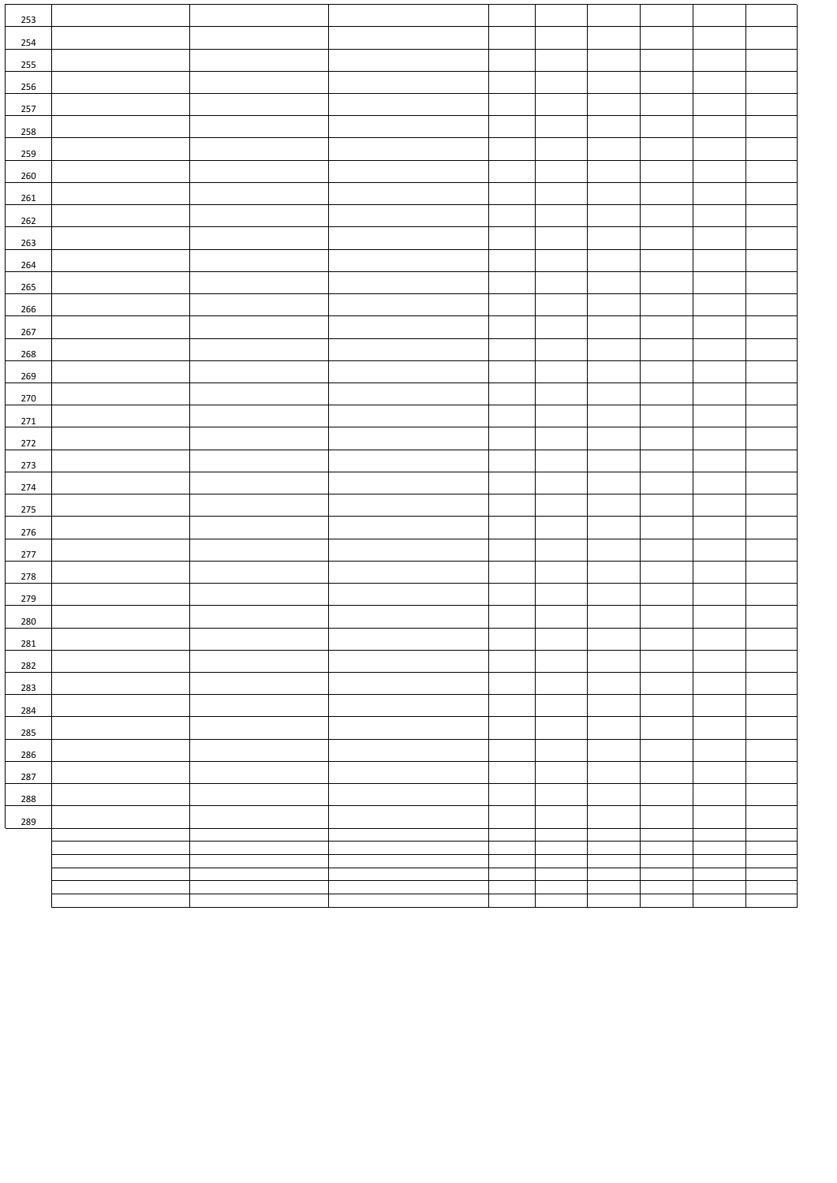| | | | | | | | | | |
|---|---|---|---|---|---|---|---|---|---|
| 253 | | | | | | | | | |
| 254 | | | | | | | | | |
| 255 | | | | | | | | | |
| 256 | | | | | | | | | |
| 257 | | | | | | | | | |
| 258 | | | | | | | | | |
| 259 | | | | | | | | | |
| 260 | | | | | | | | | |
| 261 | | | | | | | | | |
| 262 | | | | | | | | | |
| 263 | | | | | | | | | |
| 264 | | | | | | | | | |
| 265 | | | | | | | | | |
| 266 | | | | | | | | | |
| 267 | | | | | | | | | |
| 268 | | | | | | | | | |
| 269 | | | | | | | | | |
| 270 | | | | | | | | | |
| 271 | | | | | | | | | |
| 272 | | | | | | | | | |
| 273 | | | | | | | | | |
| 274 | | | | | | | | | |
| 275 | | | | | | | | | |
| 276 | | | | | | | | | |
| 277 | | | | | | | | | |
| 278 | | | | | | | | | |
| 279 | | | | | | | | | |
| 280 | | | | | | | | | |
| 281 | | | | | | | | | |
| 282 | | | | | | | | | |
| 283 | | | | | | | | | |
| 284 | | | | | | | | | |
| 285 | | | | | | | | | |
| 286 | | | | | | | | | |
| 287 | | | | | | | | | |
| 288 | | | | | | | | | |
| 289 | | | | | | | | | |